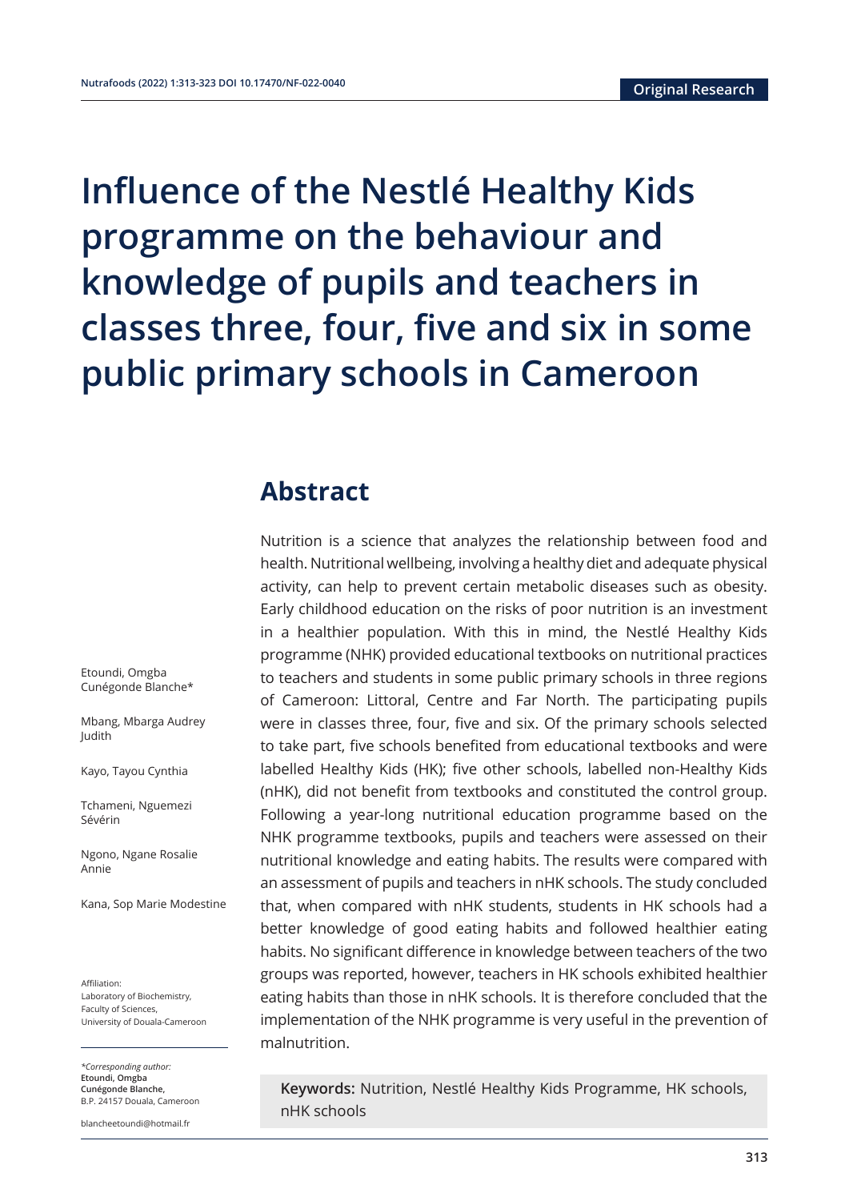Original Research

# Influence of the Nestlé Healthy Kids programme on the behaviour and knowledge of pupils and teachers in classes three, four, five and six in some public primary schools in Cameroon

Etoundi, Omgba Cunégonde Blanche*

Mbang, Mbarga Audrey Judith

Kayo, Tayou Cynthia

Tchameni, Nguemezi Sévérin

Ngono, Ngane Rosalie Annie

Kana, Sop Marie Modestine

Affiliation:
Laboratory of Biochemistry, Faculty of Sciences, University of Douala-Cameroon

*Corresponding author:
**Etoundi, Omgba Cunégonde Blanche,**
B.P. 24157 Douala, Cameroon

blancheetoundi@hotmail.fr

## Abstract

Nutrition is a science that analyzes the relationship between food and health. Nutritional wellbeing, involving a healthy diet and adequate physical activity, can help to prevent certain metabolic diseases such as obesity. Early childhood education on the risks of poor nutrition is an investment in a healthier population. With this in mind, the Nestlé Healthy Kids programme (NHK) provided educational textbooks on nutritional practices to teachers and students in some public primary schools in three regions of Cameroon: Littoral, Centre and Far North. The participating pupils were in classes three, four, five and six. Of the primary schools selected to take part, five schools benefited from educational textbooks and were labelled Healthy Kids (HK); five other schools, labelled non-Healthy Kids (nHK), did not benefit from textbooks and constituted the control group. Following a year-long nutritional education programme based on the NHK programme textbooks, pupils and teachers were assessed on their nutritional knowledge and eating habits. The results were compared with an assessment of pupils and teachers in nHK schools. The study concluded that, when compared with nHK students, students in HK schools had a better knowledge of good eating habits and followed healthier eating habits. No significant difference in knowledge between teachers of the two groups was reported, however, teachers in HK schools exhibited healthier eating habits than those in nHK schools. It is therefore concluded that the implementation of the NHK programme is very useful in the prevention of malnutrition.

**Keywords:** Nutrition, Nestlé Healthy Kids Programme, HK schools, nHK schools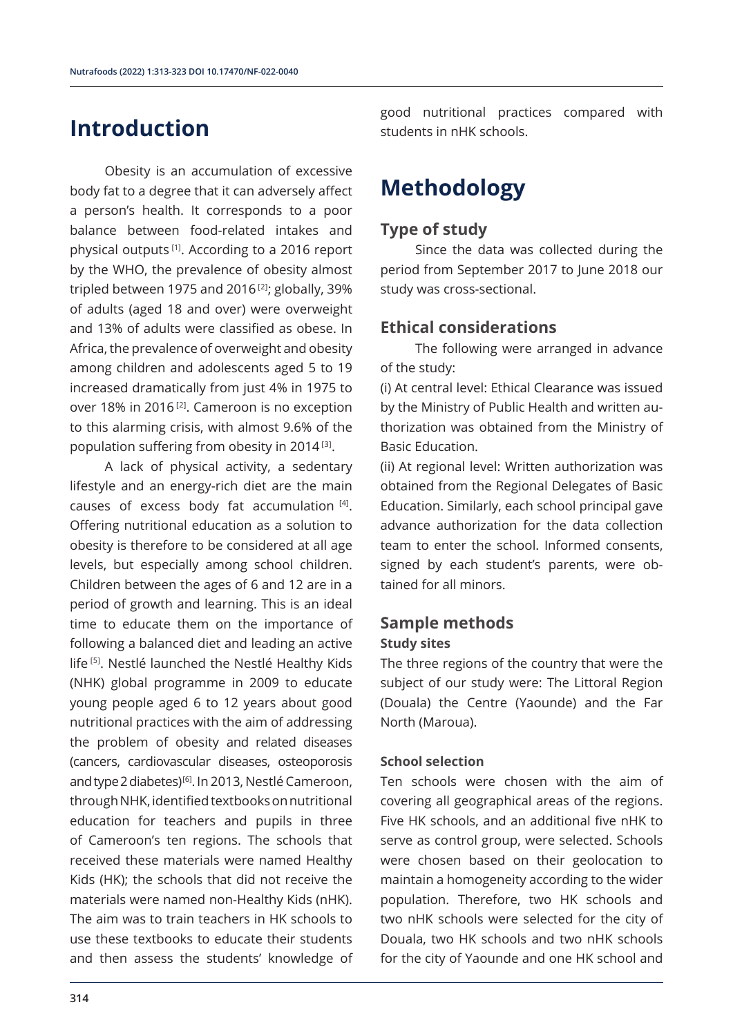# Introduction

Obesity is an accumulation of excessive body fat to a degree that it can adversely affect a person's health. It corresponds to a poor balance between food-related intakes and physical outputs [1]. According to a 2016 report by the WHO, the prevalence of obesity almost tripled between 1975 and 2016 [2]; globally, 39% of adults (aged 18 and over) were overweight and 13% of adults were classified as obese. In Africa, the prevalence of overweight and obesity among children and adolescents aged 5 to 19 increased dramatically from just 4% in 1975 to over 18% in 2016 [2]. Cameroon is no exception to this alarming crisis, with almost 9.6% of the population suffering from obesity in 2014 [3].

A lack of physical activity, a sedentary lifestyle and an energy-rich diet are the main causes of excess body fat accumulation [4]. Offering nutritional education as a solution to obesity is therefore to be considered at all age levels, but especially among school children. Children between the ages of 6 and 12 are in a period of growth and learning. This is an ideal time to educate them on the importance of following a balanced diet and leading an active life [5]. Nestlé launched the Nestlé Healthy Kids (NHK) global programme in 2009 to educate young people aged 6 to 12 years about good nutritional practices with the aim of addressing the problem of obesity and related diseases (cancers, cardiovascular diseases, osteoporosis and type 2 diabetes)[6]. In 2013, Nestlé Cameroon, through NHK, identified textbooks on nutritional education for teachers and pupils in three of Cameroon's ten regions. The schools that received these materials were named Healthy Kids (HK); the schools that did not receive the materials were named non-Healthy Kids (nHK). The aim was to train teachers in HK schools to use these textbooks to educate their students and then assess the students' knowledge of good nutritional practices compared with students in nHK schools.

# Methodology

## Type of study

Since the data was collected during the period from September 2017 to June 2018 our study was cross-sectional.

## Ethical considerations

The following were arranged in advance of the study:

(i) At central level: Ethical Clearance was issued by the Ministry of Public Health and written authorization was obtained from the Ministry of Basic Education.

(ii) At regional level: Written authorization was obtained from the Regional Delegates of Basic Education. Similarly, each school principal gave advance authorization for the data collection team to enter the school. Informed consents, signed by each student's parents, were obtained for all minors.

## Sample methods

### Study sites

The three regions of the country that were the subject of our study were: The Littoral Region (Douala) the Centre (Yaounde) and the Far North (Maroua).

### School selection

Ten schools were chosen with the aim of covering all geographical areas of the regions. Five HK schools, and an additional five nHK to serve as control group, were selected. Schools were chosen based on their geolocation to maintain a homogeneity according to the wider population. Therefore, two HK schools and two nHK schools were selected for the city of Douala, two HK schools and two nHK schools for the city of Yaounde and one HK school and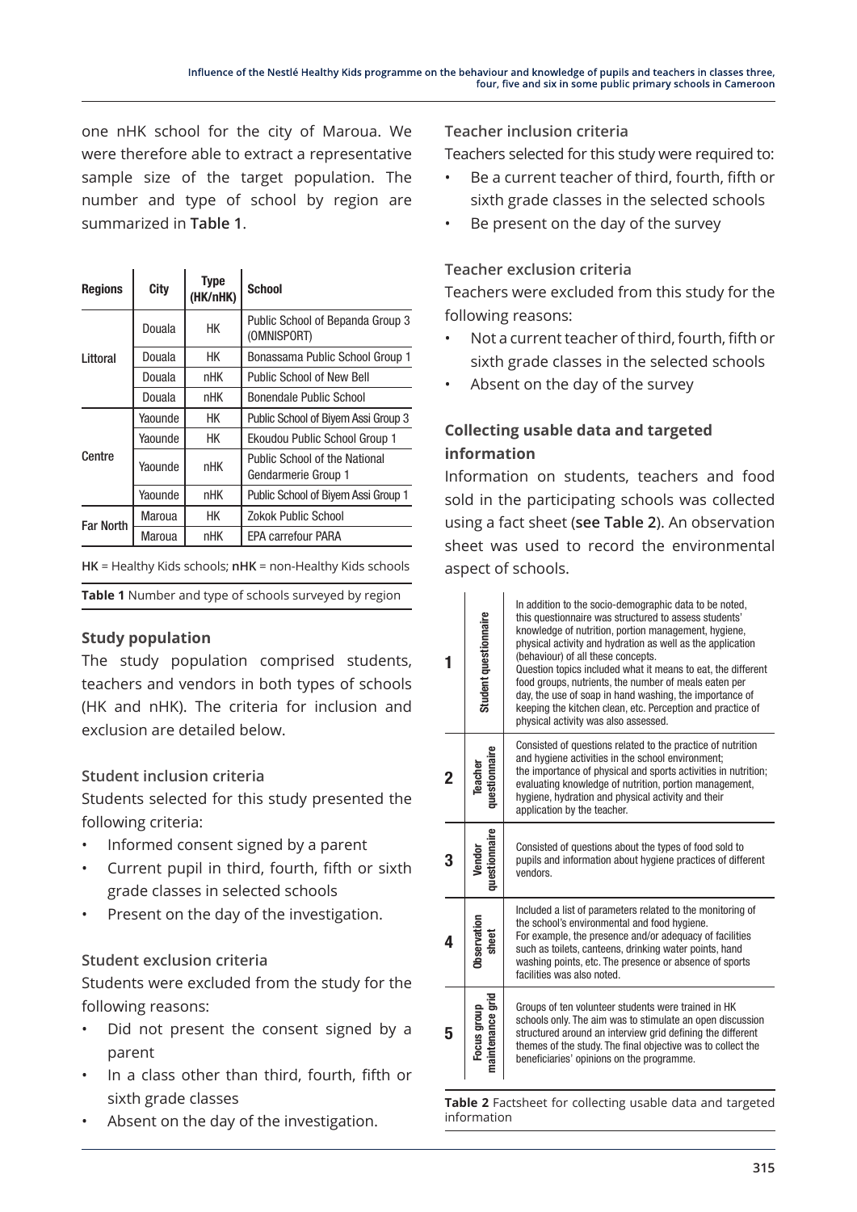one nHK school for the city of Maroua. We were therefore able to extract a representative sample size of the target population. The number and type of school by region are summarized in **Table 1**.

| Regions | City | Type (HK/nHK) | School |
|---|---|---|---|
| Littoral | Douala | HK | Public School of Bepanda Group 3 (OMNISPORT) |
| | Douala | HK | Bonassama Public School Group 1 |
| | Douala | nHK | Public School of New Bell |
| | Douala | nHK | Bonendale Public School |
| Centre | Yaounde | HK | Public School of Biyem Assi Group 3 |
| | Yaounde | HK | Ekoudou Public School Group 1 |
| | Yaounde | nHK | Public School of the National Gendarmerie Group 1 |
| | Yaounde | nHK | Public School of Biyem Assi Group 1 |
| Far North | Maroua | HK | Zokok Public School |
| | Maroua | nHK | EPA carrefour PARA |

**HK** = Healthy Kids schools; **nHK** = non-Healthy Kids schools

**Table 1** Number and type of schools surveyed by region

### Study population

The study population comprised students, teachers and vendors in both types of schools (HK and nHK). The criteria for inclusion and exclusion are detailed below.

#### Student inclusion criteria

Students selected for this study presented the following criteria:

- Informed consent signed by a parent
- Current pupil in third, fourth, fifth or sixth grade classes in selected schools
- Present on the day of the investigation.

#### Student exclusion criteria

Students were excluded from the study for the following reasons:

- Did not present the consent signed by a parent
- In a class other than third, fourth, fifth or sixth grade classes
- Absent on the day of the investigation.

#### Teacher inclusion criteria

Teachers selected for this study were required to:

- Be a current teacher of third, fourth, fifth or sixth grade classes in the selected schools
- Be present on the day of the survey

#### Teacher exclusion criteria

Teachers were excluded from this study for the following reasons:

- Not a current teacher of third, fourth, fifth or sixth grade classes in the selected schools
- Absent on the day of the survey

### Collecting usable data and targeted information

Information on students, teachers and food sold in the participating schools was collected using a fact sheet (**see Table 2**). An observation sheet was used to record the environmental aspect of schools.

| | | |
|---|---|---|
| 1 | Student questionnaire | In addition to the socio-demographic data to be noted, this questionnaire was structured to assess students' knowledge of nutrition, portion management, hygiene, physical activity and hydration as well as the application (behaviour) of all these concepts. Question topics included what it means to eat, the different food groups, nutrients, the number of meals eaten per day, the use of soap in hand washing, the importance of keeping the kitchen clean, etc. Perception and practice of physical activity was also assessed. |
| 2 | Teacher questionnaire | Consisted of questions related to the practice of nutrition and hygiene activities in the school environment; the importance of physical and sports activities in nutrition; evaluating knowledge of nutrition, portion management, hygiene, hydration and physical activity and their application by the teacher. |
| 3 | Vendor questionnaire | Consisted of questions about the types of food sold to pupils and information about hygiene practices of different vendors. |
| 4 | Observation sheet | Included a list of parameters related to the monitoring of the school's environmental and food hygiene. For example, the presence and/or adequacy of facilities such as toilets, canteens, drinking water points, hand washing points, etc. The presence or absence of sports facilities was also noted. |
| 5 | Focus group maintenance grid | Groups of ten volunteer students were trained in HK schools only. The aim was to stimulate an open discussion structured around an interview grid defining the different themes of the study. The final objective was to collect the beneficiaries' opinions on the programme. |

**Table 2** Factsheet for collecting usable data and targeted information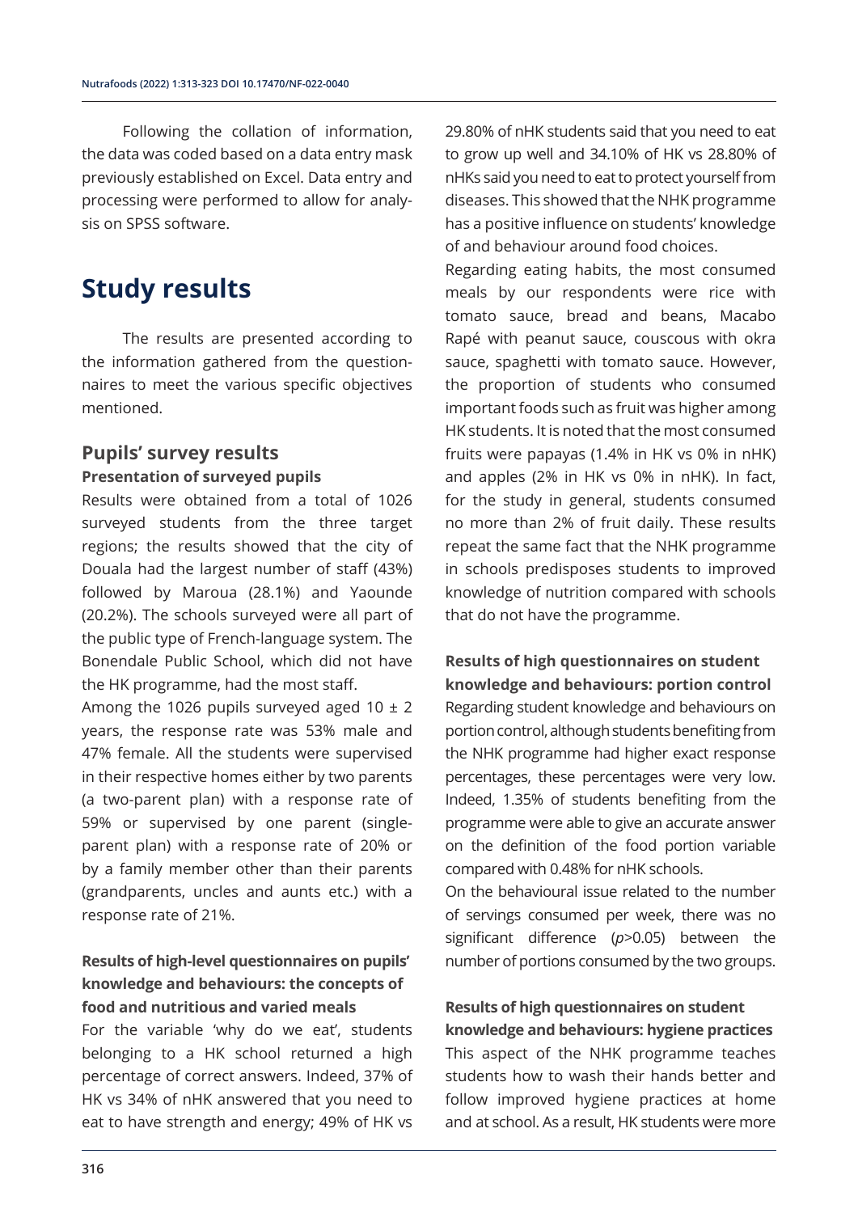Following the collation of information, the data was coded based on a data entry mask previously established on Excel. Data entry and processing were performed to allow for analysis on SPSS software.

# Study results

The results are presented according to the information gathered from the questionnaires to meet the various specific objectives mentioned.

## Pupils' survey results

### Presentation of surveyed pupils

Results were obtained from a total of 1026 surveyed students from the three target regions; the results showed that the city of Douala had the largest number of staff (43%) followed by Maroua (28.1%) and Yaounde (20.2%). The schools surveyed were all part of the public type of French-language system. The Bonendale Public School, which did not have the HK programme, had the most staff.

Among the 1026 pupils surveyed aged $10 \pm 2$ years, the response rate was 53% male and 47% female. All the students were supervised in their respective homes either by two parents (a two-parent plan) with a response rate of 59% or supervised by one parent (single-parent plan) with a response rate of 20% or by a family member other than their parents (grandparents, uncles and aunts etc.) with a response rate of 21%.

### Results of high-level questionnaires on pupils' knowledge and behaviours: the concepts of food and nutritious and varied meals

For the variable 'why do we eat', students belonging to a HK school returned a high percentage of correct answers. Indeed, 37% of HK vs 34% of nHK answered that you need to eat to have strength and energy; 49% of HK vs 29.80% of nHK students said that you need to eat to grow up well and 34.10% of HK vs 28.80% of nHKs said you need to eat to protect yourself from diseases. This showed that the NHK programme has a positive influence on students' knowledge of and behaviour around food choices.

Regarding eating habits, the most consumed meals by our respondents were rice with tomato sauce, bread and beans, Macabo Rapé with peanut sauce, couscous with okra sauce, spaghetti with tomato sauce. However, the proportion of students who consumed important foods such as fruit was higher among HK students. It is noted that the most consumed fruits were papayas (1.4% in HK vs 0% in nHK) and apples (2% in HK vs 0% in nHK). In fact, for the study in general, students consumed no more than 2% of fruit daily. These results repeat the same fact that the NHK programme in schools predisposes students to improved knowledge of nutrition compared with schools that do not have the programme.

### Results of high questionnaires on student knowledge and behaviours: portion control

Regarding student knowledge and behaviours on portion control, although students benefiting from the NHK programme had higher exact response percentages, these percentages were very low. Indeed, 1.35% of students benefiting from the programme were able to give an accurate answer on the definition of the food portion variable compared with 0.48% for nHK schools.

On the behavioural issue related to the number of servings consumed per week, there was no significant difference ($p>0.05$) between the number of portions consumed by the two groups.

### Results of high questionnaires on student knowledge and behaviours: hygiene practices

This aspect of the NHK programme teaches students how to wash their hands better and follow improved hygiene practices at home and at school. As a result, HK students were more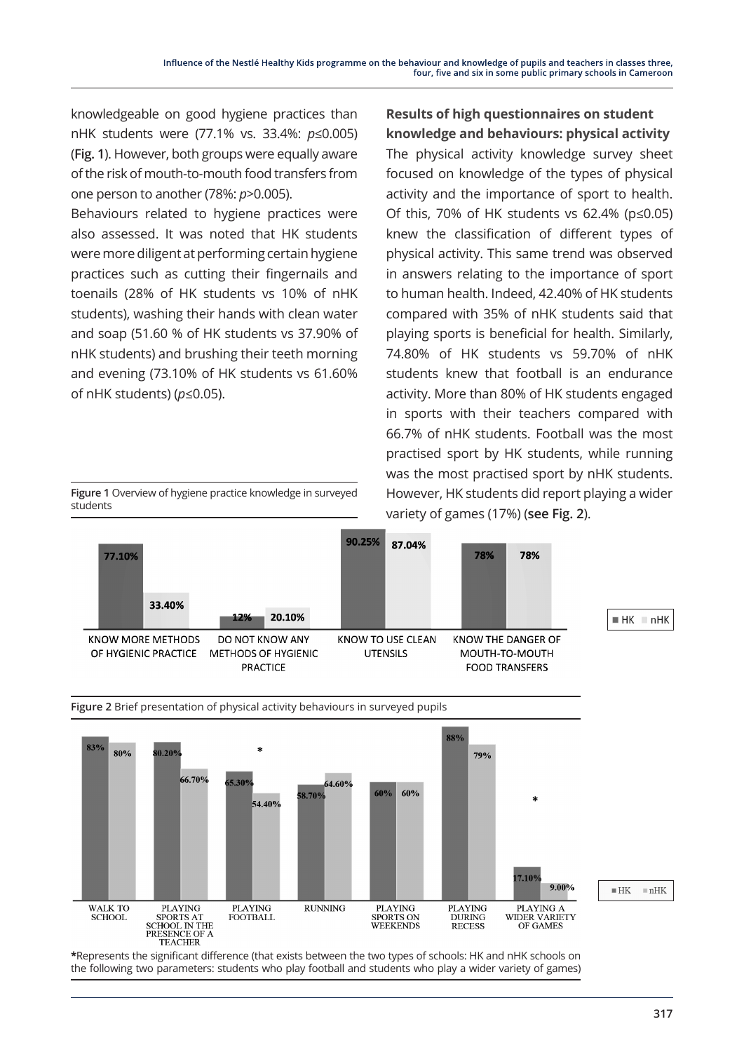knowledgeable on good hygiene practices than nHK students were (77.1% vs. 33.4%: $p \leq 0.005$) (**Fig. 1**). However, both groups were equally aware of the risk of mouth-to-mouth food transfers from one person to another (78%: $p > 0.005$).

Behaviours related to hygiene practices were also assessed. It was noted that HK students were more diligent at performing certain hygiene practices such as cutting their fingernails and toenails (28% of HK students vs 10% of nHK students), washing their hands with clean water and soap (51.60 % of HK students vs 37.90% of nHK students) and brushing their teeth morning and evening (73.10% of HK students vs 61.60% of nHK students) ($p \leq 0.05$).

**Figure 1** Overview of hygiene practice knowledge in surveyed students

| | HK | nHK |
|---|---|---|
| KNOW MORE METHODS OF HYGIENIC PRACTICE | 77.10% | 33.40% |
| DO NOT KNOW ANY METHODS OF HYGIENIC PRACTICE | 12% | 20.10% |
| KNOW TO USE CLEAN UTENSILS | 90.25% | 87.04% |
| KNOW THE DANGER OF MOUTH-TO-MOUTH FOOD TRANSFERS | 78% | 78% |

### Results of high questionnaires on student knowledge and behaviours: physical activity

The physical activity knowledge survey sheet focused on knowledge of the types of physical activity and the importance of sport to health. Of this, 70% of HK students vs 62.4% ($p \leq 0.05$) knew the classification of different types of physical activity. This same trend was observed in answers relating to the importance of sport to human health. Indeed, 42.40% of HK students compared with 35% of nHK students said that playing sports is beneficial for health. Similarly, 74.80% of HK students vs 59.70% of nHK students knew that football is an endurance activity. More than 80% of HK students engaged in sports with their teachers compared with 66.7% of nHK students. Football was the most practised sport by HK students, while running was the most practised sport by nHK students. However, HK students did report playing a wider variety of games (17%) (**see Fig. 2**).

**Figure 2** Brief presentation of physical activity behaviours in surveyed pupils

| | HK | nHK |
|---|---|---|
| WALK TO SCHOOL | 83% | 80% |
| PLAYING SPORTS AT SCHOOL IN THE PRESENCE OF A TEACHER | 80.20% | 66.70% |
| PLAYING FOOTBALL * | 65.30% | 54.40% |
| RUNNING | 58.70% | 64.60% |
| PLAYING SPORTS ON WEEKENDS | 60% | 60% |
| PLAYING DURING RECESS | 88% | 79% |
| PLAYING A WIDER VARIETY OF GAMES * | 17.10% | 9.00% |

*Represents the significant difference (that exists between the two types of schools: HK and nHK schools on the following two parameters: students who play football and students who play a wider variety of games)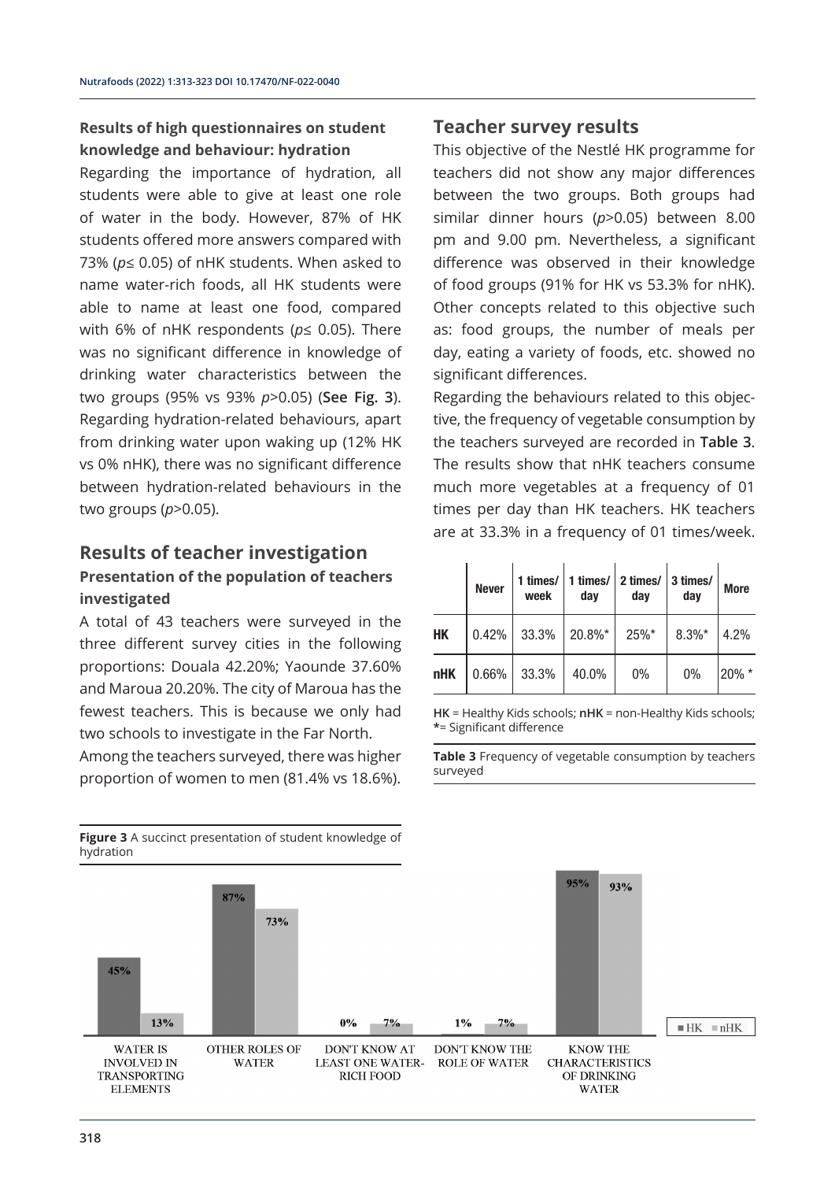### Results of high questionnaires on student knowledge and behaviour: hydration

Regarding the importance of hydration, all students were able to give at least one role of water in the body. However, 87% of HK students offered more answers compared with 73% ($p \leq 0.05$) of nHK students. When asked to name water-rich foods, all HK students were able to name at least one food, compared with 6% of nHK respondents ($p \leq 0.05$). There was no significant difference in knowledge of drinking water characteristics between the two groups (95% vs 93% $p > 0.05$) (**See Fig. 3**). Regarding hydration-related behaviours, apart from drinking water upon waking up (12% HK vs 0% nHK), there was no significant difference between hydration-related behaviours in the two groups ($p > 0.05$).

## Results of teacher investigation

### Presentation of the population of teachers investigated

A total of 43 teachers were surveyed in the three different survey cities in the following proportions: Douala 42.20%; Yaounde 37.60% and Maroua 20.20%. The city of Maroua has the fewest teachers. This is because we only had two schools to investigate in the Far North.

Among the teachers surveyed, there was higher proportion of women to men (81.4% vs 18.6%).

**Figure 3** A succinct presentation of student knowledge of hydration

## Teacher survey results

This objective of the Nestlé HK programme for teachers did not show any major differences between the two groups. Both groups had similar dinner hours ($p > 0.05$) between 8.00 pm and 9.00 pm. Nevertheless, a significant difference was observed in their knowledge of food groups (91% for HK vs 53.3% for nHK). Other concepts related to this objective such as: food groups, the number of meals per day, eating a variety of foods, etc. showed no significant differences.

Regarding the behaviours related to this objective, the frequency of vegetable consumption by the teachers surveyed are recorded in **Table 3**. The results show that nHK teachers consume much more vegetables at a frequency of 01 times per day than HK teachers. HK teachers are at 33.3% in a frequency of 01 times/week.

| | Never | 1 times/ week | 1 times/ day | 2 times/ day | 3 times/ day | More |
|---|---|---|---|---|---|---|
| **HK** | 0.42% | 33.3% | 20.8%* | 25%* | 8.3%* | 4.2% |
| **nHK** | 0.66% | 33.3% | 40.0% | 0% | 0% | 20% * |

**HK** = Healthy Kids schools; **nHK** = non-Healthy Kids schools; **\*** = Significant difference

**Table 3** Frequency of vegetable consumption by teachers surveyed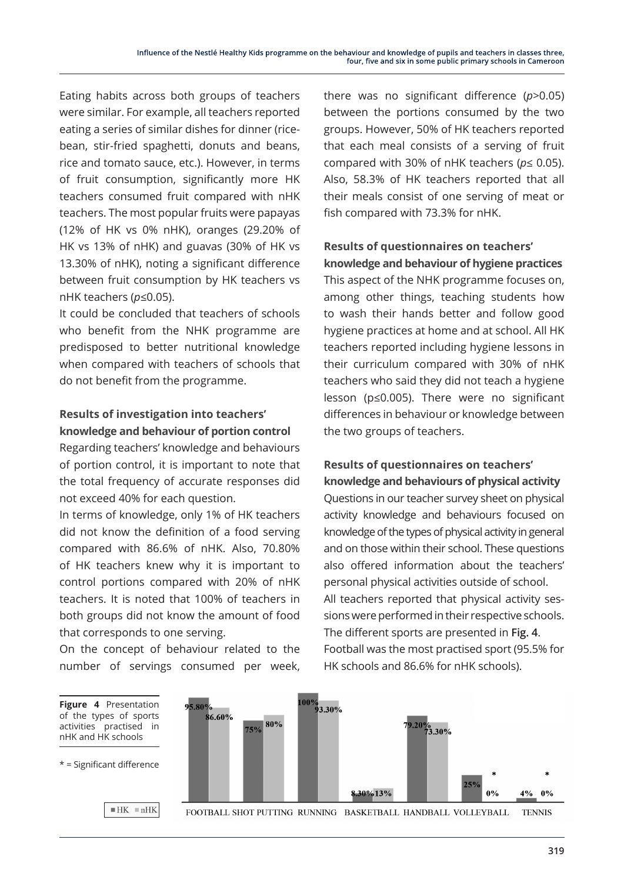Eating habits across both groups of teachers were similar. For example, all teachers reported eating a series of similar dishes for dinner (rice-bean, stir-fried spaghetti, donuts and beans, rice and tomato sauce, etc.). However, in terms of fruit consumption, significantly more HK teachers consumed fruit compared with nHK teachers. The most popular fruits were papayas (12% of HK vs 0% nHK), oranges (29.20% of HK vs 13% of nHK) and guavas (30% of HK vs 13.30% of nHK), noting a significant difference between fruit consumption by HK teachers vs nHK teachers ($p \leq 0.05$).

It could be concluded that teachers of schools who benefit from the NHK programme are predisposed to better nutritional knowledge when compared with teachers of schools that do not benefit from the programme.

### Results of investigation into teachers' knowledge and behaviour of portion control

Regarding teachers' knowledge and behaviours of portion control, it is important to note that the total frequency of accurate responses did not exceed 40% for each question.

In terms of knowledge, only 1% of HK teachers did not know the definition of a food serving compared with 86.6% of nHK. Also, 70.80% of HK teachers knew why it is important to control portions compared with 20% of nHK teachers. It is noted that 100% of teachers in both groups did not know the amount of food that corresponds to one serving.

On the concept of behaviour related to the number of servings consumed per week, there was no significant difference ($p > 0.05$) between the portions consumed by the two groups. However, 50% of HK teachers reported that each meal consists of a serving of fruit compared with 30% of nHK teachers ($p \leq 0.05$). Also, 58.3% of HK teachers reported that all their meals consist of one serving of meat or fish compared with 73.3% for nHK.

### Results of questionnaires on teachers' knowledge and behaviour of hygiene practices

This aspect of the NHK programme focuses on, among other things, teaching students how to wash their hands better and follow good hygiene practices at home and at school. All HK teachers reported including hygiene lessons in their curriculum compared with 30% of nHK teachers who said they did not teach a hygiene lesson ($p \leq 0.005$). There were no significant differences in behaviour or knowledge between the two groups of teachers.

### Results of questionnaires on teachers' knowledge and behaviours of physical activity

Questions in our teacher survey sheet on physical activity knowledge and behaviours focused on knowledge of the types of physical activity in general and on those within their school. These questions also offered information about the teachers' personal physical activities outside of school.

All teachers reported that physical activity sessions were performed in their respective schools. The different sports are presented in **Fig. 4**.

Football was the most practised sport (95.5% for HK schools and 86.6% for nHK schools).

| Sport | HK | nHK |
|---|---|---|
| FOOTBALL | 95.80% | 86.60% |
| SHOT PUTTING | 75% | 80% |
| RUNNING | 100% | 93.30% |
| BASKETBALL | 8.30% | 13% |
| HANDBALL | 79.20% | 73.30% |
| VOLLEYBALL | 25% | 0% * |
| TENNIS | 4% | 0% * |

**Figure 4** Presentation of the types of sports activities practised in nHK and HK schools

* = Significant difference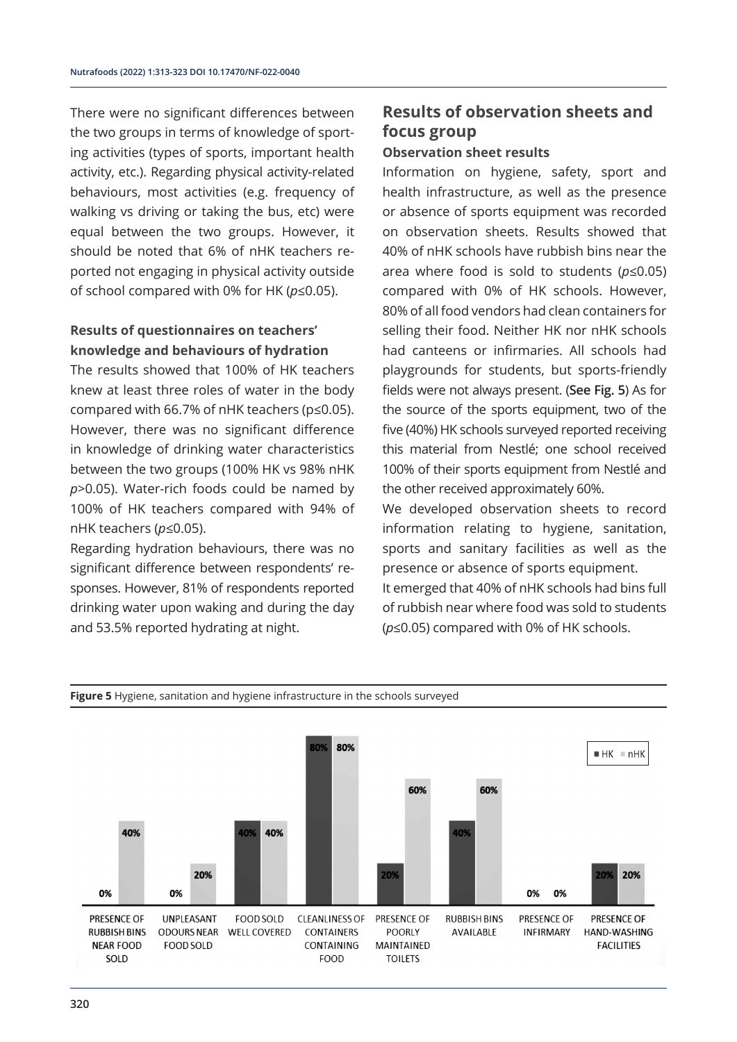There were no significant differences between the two groups in terms of knowledge of sporting activities (types of sports, important health activity, etc.). Regarding physical activity-related behaviours, most activities (e.g. frequency of walking vs driving or taking the bus, etc) were equal between the two groups. However, it should be noted that 6% of nHK teachers reported not engaging in physical activity outside of school compared with 0% for HK ($p \leq 0.05$).

### Results of questionnaires on teachers' knowledge and behaviours of hydration

The results showed that 100% of HK teachers knew at least three roles of water in the body compared with 66.7% of nHK teachers ($p \leq 0.05$). However, there was no significant difference in knowledge of drinking water characteristics between the two groups (100% HK vs 98% nHK $p > 0.05$). Water-rich foods could be named by 100% of HK teachers compared with 94% of nHK teachers ($p \leq 0.05$).

Regarding hydration behaviours, there was no significant difference between respondents' responses. However, 81% of respondents reported drinking water upon waking and during the day and 53.5% reported hydrating at night.

## Results of observation sheets and focus group

### Observation sheet results

Information on hygiene, safety, sport and health infrastructure, as well as the presence or absence of sports equipment was recorded on observation sheets. Results showed that 40% of nHK schools have rubbish bins near the area where food is sold to students ($p \leq 0.05$) compared with 0% of HK schools. However, 80% of all food vendors had clean containers for selling their food. Neither HK nor nHK schools had canteens or infirmaries. All schools had playgrounds for students, but sports-friendly fields were not always present. (**See Fig. 5**) As for the source of the sports equipment, two of the five (40%) HK schools surveyed reported receiving this material from Nestlé; one school received 100% of their sports equipment from Nestlé and the other received approximately 60%.

We developed observation sheets to record information relating to hygiene, sanitation, sports and sanitary facilities as well as the presence or absence of sports equipment.

It emerged that 40% of nHK schools had bins full of rubbish near where food was sold to students ($p \leq 0.05$) compared with 0% of HK schools.

**Figure 5** Hygiene, sanitation and hygiene infrastructure in the schools surveyed

| | HK | nHK |
|---|---|---|
| Presence of rubbish bins near food sold | 0% | 40% |
| Unpleasant odours near food sold | 0% | 20% |
| Food sold well covered | 40% | 40% |
| Cleanliness of containers containing food | 80% | 80% |
| Presence of poorly maintained toilets | 20% | 60% |
| Rubbish bins available | 40% | 60% |
| Presence of infirmary | 0% | 0% |
| Presence of hand-washing facilities | 20% | 20% |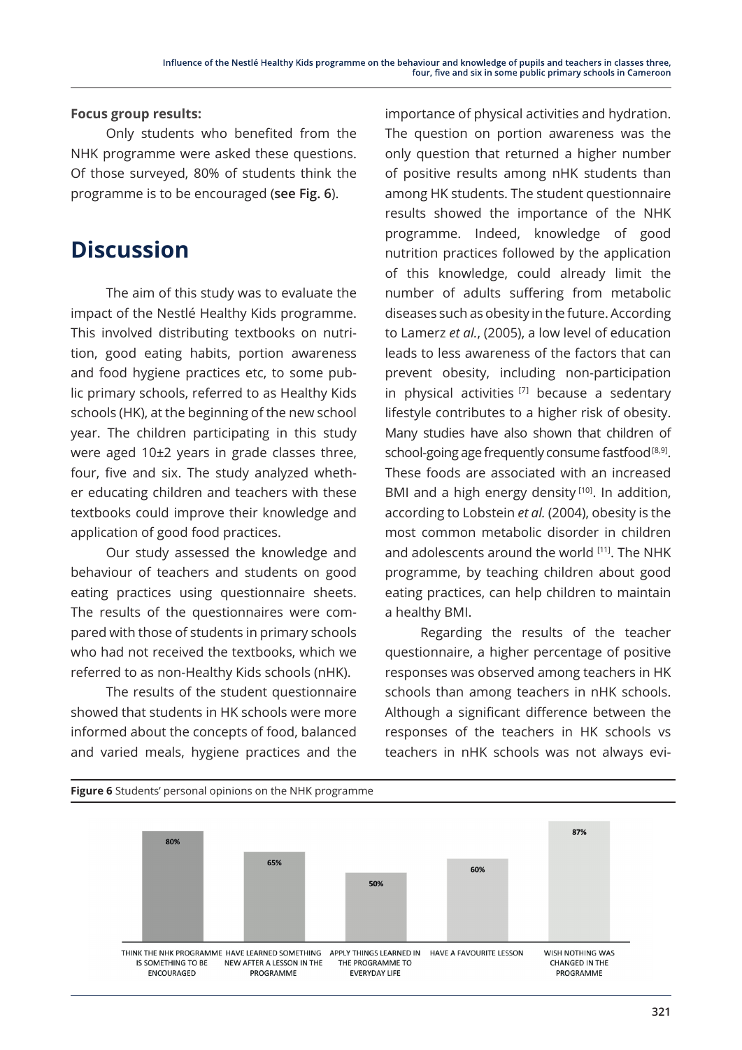**Focus group results:**

Only students who benefited from the NHK programme were asked these questions. Of those surveyed, 80% of students think the programme is to be encouraged (**see Fig. 6**).

# Discussion

The aim of this study was to evaluate the impact of the Nestlé Healthy Kids programme. This involved distributing textbooks on nutrition, good eating habits, portion awareness and food hygiene practices etc, to some public primary schools, referred to as Healthy Kids schools (HK), at the beginning of the new school year. The children participating in this study were aged 10±2 years in grade classes three, four, five and six. The study analyzed whether educating children and teachers with these textbooks could improve their knowledge and application of good food practices.

Our study assessed the knowledge and behaviour of teachers and students on good eating practices using questionnaire sheets. The results of the questionnaires were compared with those of students in primary schools who had not received the textbooks, which we referred to as non-Healthy Kids schools (nHK).

The results of the student questionnaire showed that students in HK schools were more informed about the concepts of food, balanced and varied meals, hygiene practices and the importance of physical activities and hydration. The question on portion awareness was the only question that returned a higher number of positive results among nHK students than among HK students. The student questionnaire results showed the importance of the NHK programme. Indeed, knowledge of good nutrition practices followed by the application of this knowledge, could already limit the number of adults suffering from metabolic diseases such as obesity in the future. According to Lamerz *et al.*, (2005), a low level of education leads to less awareness of the factors that can prevent obesity, including non-participation in physical activities [7] because a sedentary lifestyle contributes to a higher risk of obesity. Many studies have also shown that children of school-going age frequently consume fastfood [8,9]. These foods are associated with an increased BMI and a high energy density [10]. In addition, according to Lobstein *et al.* (2004), obesity is the most common metabolic disorder in children and adolescents around the world [11]. The NHK programme, by teaching children about good eating practices, can help children to maintain a healthy BMI.

Regarding the results of the teacher questionnaire, a higher percentage of positive responses was observed among teachers in HK schools than among teachers in nHK schools. Although a significant difference between the responses of the teachers in HK schools vs teachers in nHK schools was not always evi-

**Figure 6** Students' personal opinions on the NHK programme

| Opinion | Percentage |
|---|---|
| Think the NHK programme is something to be encouraged | 80% |
| Have learned something new after a lesson in the programme | 65% |
| Apply things learned in the programme to everyday life | 50% |
| Have a favourite lesson | 60% |
| Wish nothing was changed in the programme | 87% |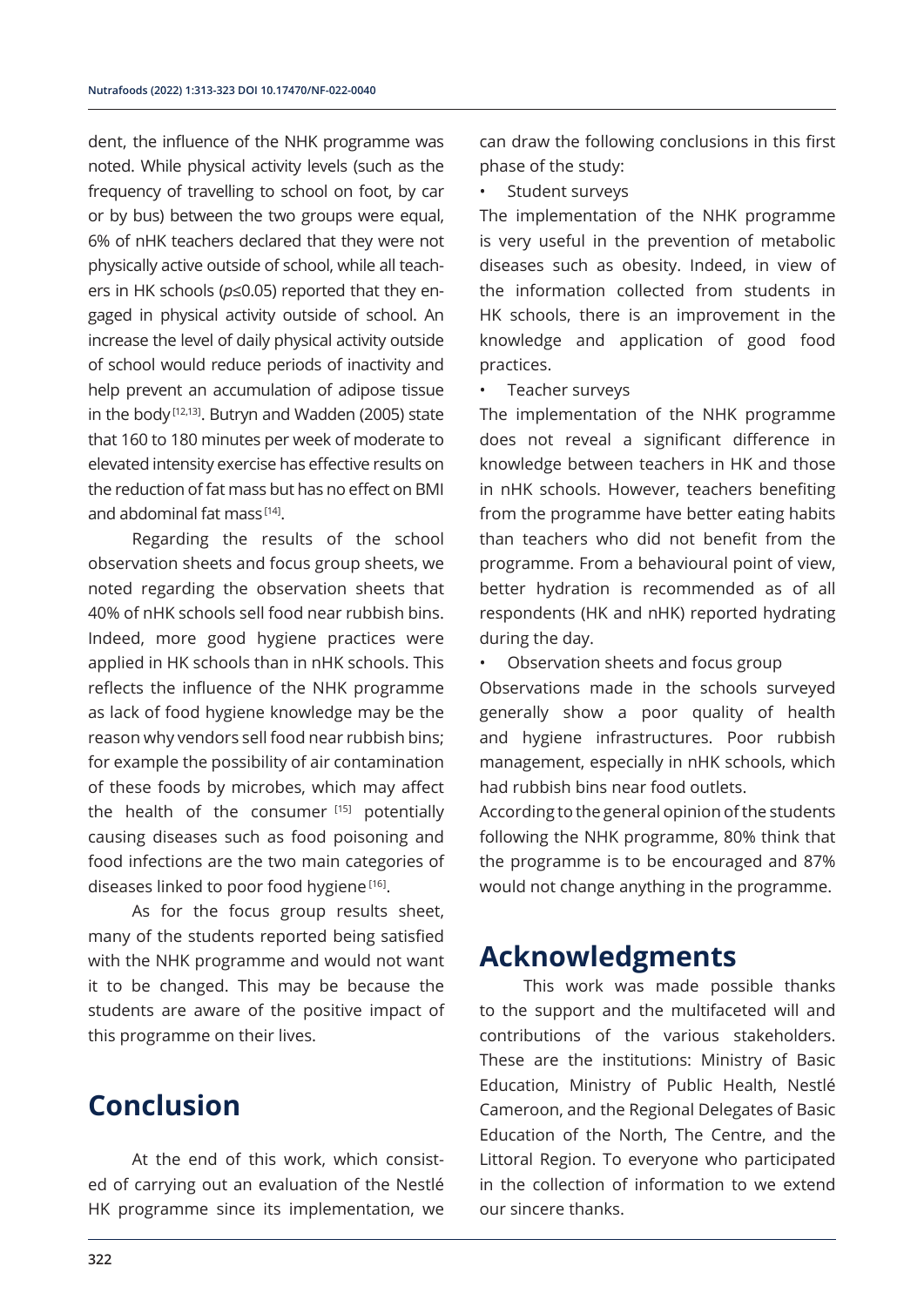dent, the influence of the NHK programme was noted. While physical activity levels (such as the frequency of travelling to school on foot, by car or by bus) between the two groups were equal, 6% of nHK teachers declared that they were not physically active outside of school, while all teachers in HK schools ($p \leq 0.05$) reported that they engaged in physical activity outside of school. An increase the level of daily physical activity outside of school would reduce periods of inactivity and help prevent an accumulation of adipose tissue in the body [12,13]. Butryn and Wadden (2005) state that 160 to 180 minutes per week of moderate to elevated intensity exercise has effective results on the reduction of fat mass but has no effect on BMI and abdominal fat mass [14].

Regarding the results of the school observation sheets and focus group sheets, we noted regarding the observation sheets that 40% of nHK schools sell food near rubbish bins. Indeed, more good hygiene practices were applied in HK schools than in nHK schools. This reflects the influence of the NHK programme as lack of food hygiene knowledge may be the reason why vendors sell food near rubbish bins; for example the possibility of air contamination of these foods by microbes, which may affect the health of the consumer [15] potentially causing diseases such as food poisoning and food infections are the two main categories of diseases linked to poor food hygiene [16].

As for the focus group results sheet, many of the students reported being satisfied with the NHK programme and would not want it to be changed. This may be because the students are aware of the positive impact of this programme on their lives.

## Conclusion

At the end of this work, which consisted of carrying out an evaluation of the Nestlé HK programme since its implementation, we can draw the following conclusions in this first phase of the study:

- Student surveys

The implementation of the NHK programme is very useful in the prevention of metabolic diseases such as obesity. Indeed, in view of the information collected from students in HK schools, there is an improvement in the knowledge and application of good food practices.

- Teacher surveys

The implementation of the NHK programme does not reveal a significant difference in knowledge between teachers in HK and those in nHK schools. However, teachers benefiting from the programme have better eating habits than teachers who did not benefit from the programme. From a behavioural point of view, better hydration is recommended as of all respondents (HK and nHK) reported hydrating during the day.

- Observation sheets and focus group

Observations made in the schools surveyed generally show a poor quality of health and hygiene infrastructures. Poor rubbish management, especially in nHK schools, which had rubbish bins near food outlets.

According to the general opinion of the students following the NHK programme, 80% think that the programme is to be encouraged and 87% would not change anything in the programme.

## Acknowledgments

This work was made possible thanks to the support and the multifaceted will and contributions of the various stakeholders. These are the institutions: Ministry of Basic Education, Ministry of Public Health, Nestlé Cameroon, and the Regional Delegates of Basic Education of the North, The Centre, and the Littoral Region. To everyone who participated in the collection of information to we extend our sincere thanks.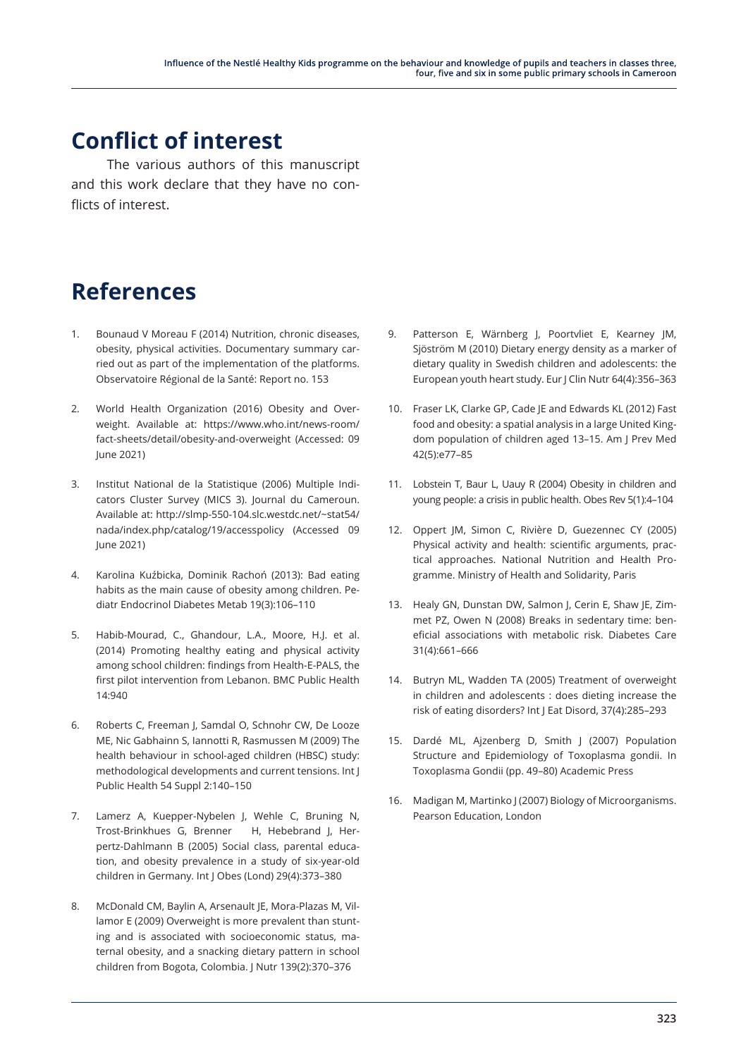## Conflict of interest

The various authors of this manuscript and this work declare that they have no conflicts of interest.

## References

1. Bounaud V Moreau F (2014) Nutrition, chronic diseases, obesity, physical activities. Documentary summary carried out as part of the implementation of the platforms. Observatoire Régional de la Santé: Report no. 153

2. World Health Organization (2016) Obesity and Overweight. Available at: https://www.who.int/news-room/fact-sheets/detail/obesity-and-overweight (Accessed: 09 June 2021)

3. Institut National de la Statistique (2006) Multiple Indicators Cluster Survey (MICS 3). Journal du Cameroun. Available at: http://slmp-550-104.slc.westdc.net/~stat54/nada/index.php/catalog/19/accesspolicy (Accessed 09 June 2021)

4. Karolina Kuźbicka, Dominik Rachoń (2013): Bad eating habits as the main cause of obesity among children. Pediatr Endocrinol Diabetes Metab 19(3):106–110

5. Habib-Mourad, C., Ghandour, L.A., Moore, H.J. et al. (2014) Promoting healthy eating and physical activity among school children: findings from Health-E-PALS, the first pilot intervention from Lebanon. BMC Public Health 14:940

6. Roberts C, Freeman J, Samdal O, Schnohr CW, De Looze ME, Nic Gabhainn S, Iannotti R, Rasmussen M (2009) The health behaviour in school-aged children (HBSC) study: methodological developments and current tensions. Int J Public Health 54 Suppl 2:140–150

7. Lamerz A, Kuepper-Nybelen J, Wehle C, Bruning N, Trost-Brinkhues G, Brenner H, Hebebrand J, Herpertz-Dahlmann B (2005) Social class, parental education, and obesity prevalence in a study of six-year-old children in Germany. Int J Obes (Lond) 29(4):373–380

8. McDonald CM, Baylin A, Arsenault JE, Mora-Plazas M, Villamor E (2009) Overweight is more prevalent than stunting and is associated with socioeconomic status, maternal obesity, and a snacking dietary pattern in school children from Bogota, Colombia. J Nutr 139(2):370–376

9. Patterson E, Wärnberg J, Poortvliet E, Kearney JM, Sjöström M (2010) Dietary energy density as a marker of dietary quality in Swedish children and adolescents: the European youth heart study. Eur J Clin Nutr 64(4):356–363

10. Fraser LK, Clarke GP, Cade JE and Edwards KL (2012) Fast food and obesity: a spatial analysis in a large United Kingdom population of children aged 13–15. Am J Prev Med 42(5):e77–85

11. Lobstein T, Baur L, Uauy R (2004) Obesity in children and young people: a crisis in public health. Obes Rev 5(1):4–104

12. Oppert JM, Simon C, Rivière D, Guezennec CY (2005) Physical activity and health: scientific arguments, practical approaches. National Nutrition and Health Programme. Ministry of Health and Solidarity, Paris

13. Healy GN, Dunstan DW, Salmon J, Cerin E, Shaw JE, Zimmet PZ, Owen N (2008) Breaks in sedentary time: beneficial associations with metabolic risk. Diabetes Care 31(4):661–666

14. Butryn ML, Wadden TA (2005) Treatment of overweight in children and adolescents : does dieting increase the risk of eating disorders? Int J Eat Disord, 37(4):285–293

15. Dardé ML, Ajzenberg D, Smith J (2007) Population Structure and Epidemiology of Toxoplasma gondii. In Toxoplasma Gondii (pp. 49–80) Academic Press

16. Madigan M, Martinko J (2007) Biology of Microorganisms. Pearson Education, London